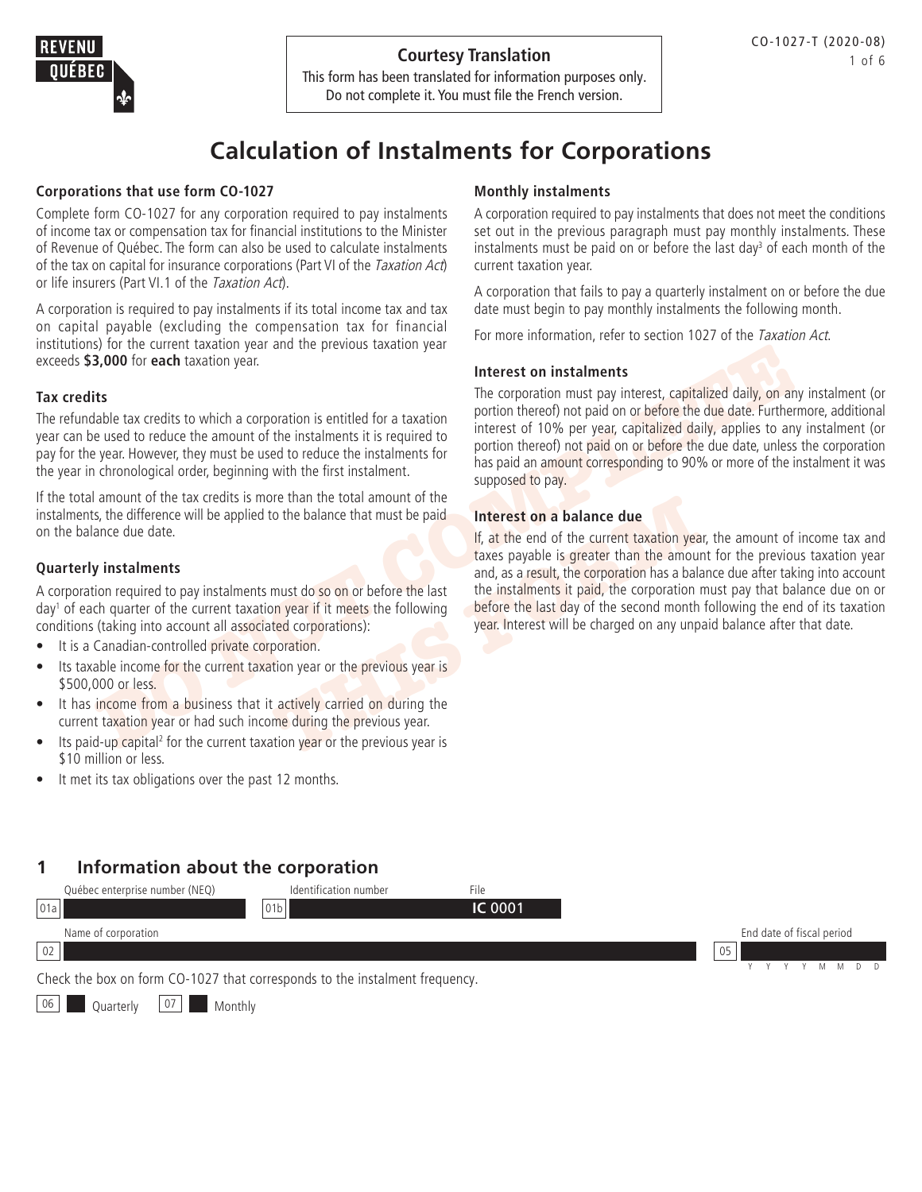**Courtesy Translation**

This form has been translated for information purposes only.
Do not complete it. You must file the French version.

CO-1027-T (2020-08)

# Calculation of Instalments for Corporations

### Corporations that use form CO-1027

Complete form CO-1027 for any corporation required to pay instalments of income tax or compensation tax for financial institutions to the Minister of Revenue of Québec. The form can also be used to calculate instalments of the tax on capital for insurance corporations (Part VI of the *Taxation Act*) or life insurers (Part VI.1 of the *Taxation Act*).

A corporation is required to pay instalments if its total income tax and tax on capital payable (excluding the compensation tax for financial institutions) for the current taxation year and the previous taxation year exceeds **$3,000** for **each** taxation year.

### Tax credits

The refundable tax credits to which a corporation is entitled for a taxation year can be used to reduce the amount of the instalments it is required to pay for the year. However, they must be used to reduce the instalments for the year in chronological order, beginning with the first instalment.

If the total amount of the tax credits is more than the total amount of the instalments, the difference will be applied to the balance that must be paid on the balance due date.

### Quarterly instalments

A corporation required to pay instalments must do so on or before the last day[1] of each quarter of the current taxation year if it meets the following conditions (taking into account all associated corporations):

- It is a Canadian-controlled private corporation.
- Its taxable income for the current taxation year or the previous year is $500,000 or less.
- It has income from a business that it actively carried on during the current taxation year or had such income during the previous year.
- Its paid-up capital[2] for the current taxation year or the previous year is $10 million or less.
- It met its tax obligations over the past 12 months.

### Monthly instalments

A corporation required to pay instalments that does not meet the conditions set out in the previous paragraph must pay monthly instalments. These instalments must be paid on or before the last day[3] of each month of the current taxation year.

A corporation that fails to pay a quarterly instalment on or before the due date must begin to pay monthly instalments the following month.

For more information, refer to section 1027 of the *Taxation Act*.

### Interest on instalments

The corporation must pay interest, capitalized daily, on any instalment (or portion thereof) not paid on or before the due date. Furthermore, additional interest of 10% per year, capitalized daily, applies to any instalment (or portion thereof) not paid on or before the due date, unless the corporation has paid an amount corresponding to 90% or more of the instalment it was supposed to pay.

### Interest on a balance due

If, at the end of the current taxation year, the amount of income tax and taxes payable is greater than the amount for the previous taxation year and, as a result, the corporation has a balance due after taking into account the instalments it paid, the corporation must pay that balance due on or before the last day of the second month following the end of its taxation year. Interest will be charged on any unpaid balance after that date.

## 1 Information about the corporation

| | | |
|---|---|---|
| 01a Québec enterprise number (NEQ) | 01b Identification number | File **IC** 0001 |
| 02 Name of corporation | | 05 End date of fiscal period (YYYYMMDD) |

Check the box on form CO-1027 that corresponds to the instalment frequency.

06 ☐ Quarterly 07 ☐ Monthly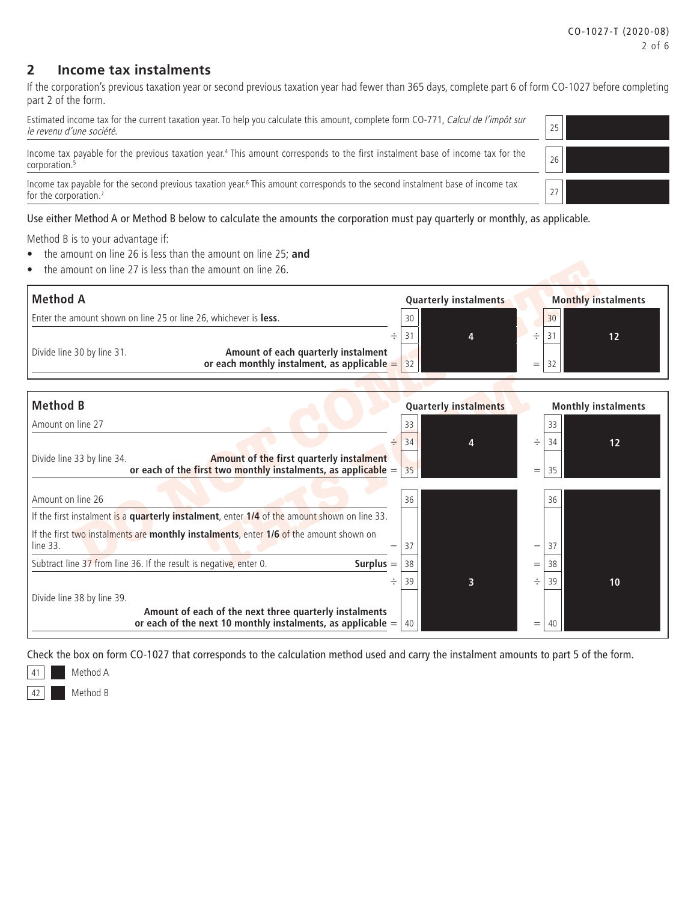## 2 Income tax instalments

If the corporation's previous taxation year or second previous taxation year had fewer than 365 days, complete part 6 of form CO-1027 before completing part 2 of the form.

| | | |
|---|---|---|
| Estimated income tax for the current taxation year. To help you calculate this amount, complete form CO-771, *Calcul de l'impôt sur le revenu d'une société*. | 25 | |
| Income tax payable for the previous taxation year.[4] This amount corresponds to the first instalment base of income tax for the corporation.[5] | 26 | |
| Income tax payable for the second previous taxation year.[6] This amount corresponds to the second instalment base of income tax for the corporation.[7] | 27 | |

Use either Method A or Method B below to calculate the amounts the corporation must pay quarterly or monthly, as applicable.

Method B is to your advantage if:

- the amount on line 26 is less than the amount on line 25; **and**
- the amount on line 27 is less than the amount on line 26.

| **Method A** | | | **Quarterly instalments** | | | **Monthly instalments** |
|---|---|---|---|---|---|---|
| Enter the amount shown on line 25 or line 26, whichever is **less**. | | 30 | | | 30 | |
| | ÷ | 31 | 4 | ÷ | 31 | 12 |
| Divide line 30 by line 31. **Amount of each quarterly instalment or each monthly instalment, as applicable** | = | 32 | | = | 32 | |

| **Method B** | | | **Quarterly instalments** | | | **Monthly instalments** |
|---|---|---|---|---|---|---|
| Amount on line 27 | | 33 | | | 33 | |
| | ÷ | 34 | 4 | ÷ | 34 | 12 |
| Divide line 33 by line 34. **Amount of the first quarterly instalment or each of the first two monthly instalments, as applicable** | = | 35 | | = | 35 | |
| Amount on line 26 | | 36 | | | 36 | |
| If the first instalment is a **quarterly instalment**, enter **1/4** of the amount shown on line 33. If the first two instalments are **monthly instalments**, enter **1/6** of the amount shown on line 33. | − | 37 | | − | 37 | |
| Subtract line 37 from line 36. If the result is negative, enter 0. **Surplus** | = | 38 | | = | 38 | |
| | ÷ | 39 | 3 | ÷ | 39 | 10 |
| Divide line 38 by line 39. **Amount of each of the next three quarterly instalments or each of the next 10 monthly instalments, as applicable** | = | 40 | | = | 40 | |

Check the box on form CO-1027 that corresponds to the calculation method used and carry the instalment amounts to part 5 of the form.

41 ☐ Method A

42 ☐ Method B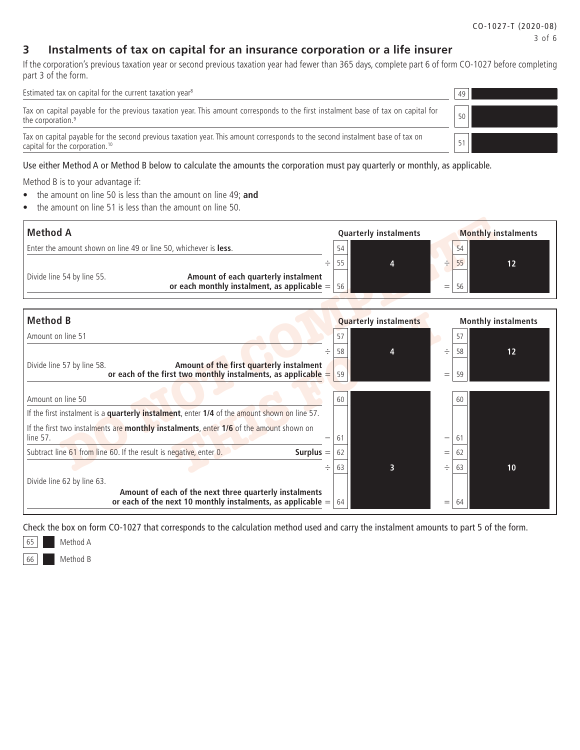## 3 Instalments of tax on capital for an insurance corporation or a life insurer

If the corporation's previous taxation year or second previous taxation year had fewer than 365 days, complete part 6 of form CO-1027 before completing part 3 of the form.

| | | |
|---|---|---|
| Estimated tax on capital for the current taxation year[8] | 49 | |
| Tax on capital payable for the previous taxation year. This amount corresponds to the first instalment base of tax on capital for the corporation.[9] | 50 | |
| Tax on capital payable for the second previous taxation year. This amount corresponds to the second instalment base of tax on capital for the corporation.[10] | 51 | |

Use either Method A or Method B below to calculate the amounts the corporation must pay quarterly or monthly, as applicable.

Method B is to your advantage if:

- the amount on line 50 is less than the amount on line 49; **and**
- the amount on line 51 is less than the amount on line 50.

### Method A

| | | Quarterly instalments | | Monthly instalments |
|---|---|---|---|---|
| Enter the amount shown on line 49 or line 50, whichever is **less**. | 54 | | 54 | |
| | ÷ 55 | 4 | ÷ 55 | 12 |
| Divide line 54 by line 55. **Amount of each quarterly instalment or each monthly instalment, as applicable** | = 56 | | = 56 | |

### Method B

| | | Quarterly instalments | | Monthly instalments |
|---|---|---|---|---|
| Amount on line 51 | 57 | | 57 | |
| | ÷ 58 | 4 | ÷ 58 | 12 |
| Divide line 57 by line 58. **Amount of the first quarterly instalment or each of the first two monthly instalments, as applicable** | = 59 | | = 59 | |
| Amount on line 50 | 60 | | 60 | |
| If the first instalment is a **quarterly instalment**, enter **1/4** of the amount shown on line 57. If the first two instalments are **monthly instalments**, enter **1/6** of the amount shown on line 57. | − 61 | | − 61 | |
| Subtract line 61 from line 60. If the result is negative, enter 0. **Surplus** | = 62 | | = 62 | |
| | ÷ 63 | 3 | ÷ 63 | 10 |
| Divide line 62 by line 63. **Amount of each of the next three quarterly instalments or each of the next 10 monthly instalments, as applicable** | = 64 | | = 64 | |

Check the box on form CO-1027 that corresponds to the calculation method used and carry the instalment amounts to part 5 of the form.

65 ☐ Method A

66 ☐ Method B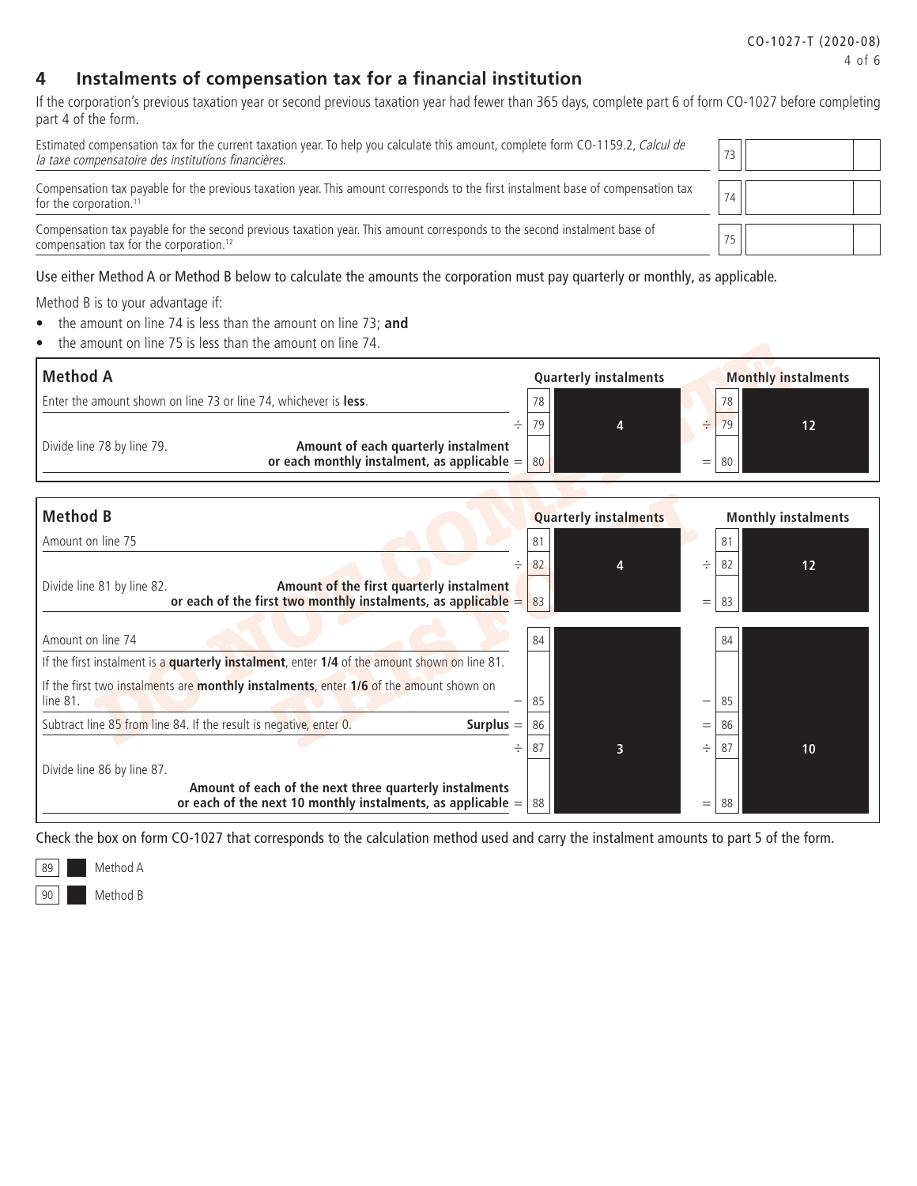## 4 Instalments of compensation tax for a financial institution

If the corporation's previous taxation year or second previous taxation year had fewer than 365 days, complete part 6 of form CO-1027 before completing part 4 of the form.

| | Line | Amount |
|---|---|---|
| Estimated compensation tax for the current taxation year. To help you calculate this amount, complete form CO-1159.2, *Calcul de la taxe compensatoire des institutions financières*. | 73 | |
| Compensation tax payable for the previous taxation year. This amount corresponds to the first instalment base of compensation tax for the corporation.[11] | 74 | |
| Compensation tax payable for the second previous taxation year. This amount corresponds to the second instalment base of compensation tax for the corporation.[12] | 75 | |

Use either Method A or Method B below to calculate the amounts the corporation must pay quarterly or monthly, as applicable.

Method B is to your advantage if:

- the amount on line 74 is less than the amount on line 73; **and**
- the amount on line 75 is less than the amount on line 74.

### Method A

| | | Line | Quarterly instalments | Line | Monthly instalments |
|---|---|---|---|---|---|
| Enter the amount shown on line 73 or line 74, whichever is **less**. | | 78 | | 78 | |
| | ÷ | 79 | 4 | 79 | 12 |
| Divide line 78 by line 79. **Amount of each quarterly instalment or each monthly instalment, as applicable** | = | 80 | | 80 | |

### Method B

| | | Line | Quarterly instalments | Line | Monthly instalments |
|---|---|---|---|---|---|
| Amount on line 75 | | 81 | | 81 | |
| | ÷ | 82 | 4 | 82 | 12 |
| Divide line 81 by line 82. **Amount of the first quarterly instalment or each of the first two monthly instalments, as applicable** | = | 83 | | 83 | |
| Amount on line 74 | | 84 | | 84 | |
| If the first instalment is a **quarterly instalment**, enter **1/4** of the amount shown on line 81. If the first two instalments are **monthly instalments**, enter **1/6** of the amount shown on line 81. | − | 85 | | 85 | |
| Subtract line 85 from line 84. If the result is negative, enter 0. **Surplus** | = | 86 | | 86 | |
| | ÷ | 87 | 3 | 87 | 10 |
| Divide line 86 by line 87. **Amount of each of the next three quarterly instalments or each of the next 10 monthly instalments, as applicable** | = | 88 | | 88 | |

Check the box on form CO-1027 that corresponds to the calculation method used and carry the instalment amounts to part 5 of the form.

89 ☐ Method A

90 ☐ Method B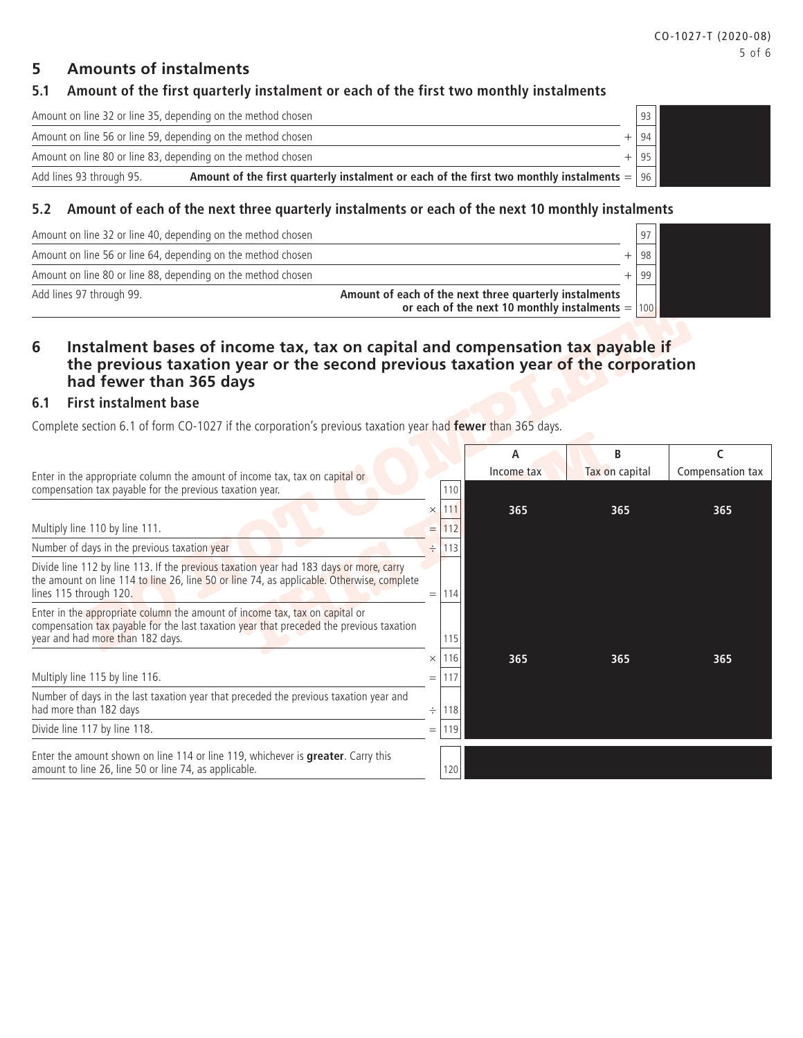## 5 Amounts of instalments

### 5.1 Amount of the first quarterly instalment or each of the first two monthly instalments

| | | Line | |
|---|---|---|---|
| Amount on line 32 or line 35, depending on the method chosen | | 93 | |
| Amount on line 56 or line 59, depending on the method chosen | + | 94 | |
| Amount on line 80 or line 83, depending on the method chosen | + | 95 | |
| Add lines 93 through 95. **Amount of the first quarterly instalment or each of the first two monthly instalments** | = | 96 | |

### 5.2 Amount of each of the next three quarterly instalments or each of the next 10 monthly instalments

| | | Line | |
|---|---|---|---|
| Amount on line 32 or line 40, depending on the method chosen | | 97 | |
| Amount on line 56 or line 64, depending on the method chosen | + | 98 | |
| Amount on line 80 or line 88, depending on the method chosen | + | 99 | |
| Add lines 97 through 99. **Amount of each of the next three quarterly instalments or each of the next 10 monthly instalments** | = | 100 | |

## 6 Instalment bases of income tax, tax on capital and compensation tax payable if the previous taxation year or the second previous taxation year of the corporation had fewer than 365 days

### 6.1 First instalment base

Complete section 6.1 of form CO-1027 if the corporation's previous taxation year had **fewer** than 365 days.

| | | Line | A Income tax | B Tax on capital | C Compensation tax |
|---|---|---|---|---|---|
| Enter in the appropriate column the amount of income tax, tax on capital or compensation tax payable for the previous taxation year. | | 110 | | | |
| | × | 111 | 365 | 365 | 365 |
| Multiply line 110 by line 111. | = | 112 | | | |
| Number of days in the previous taxation year | ÷ | 113 | | | |
| Divide line 112 by line 113. If the previous taxation year had 183 days or more, carry the amount on line 114 to line 26, line 50 or line 74, as applicable. Otherwise, complete lines 115 through 120. | = | 114 | | | |
| Enter in the appropriate column the amount of income tax, tax on capital or compensation tax payable for the last taxation year that preceded the previous taxation year and had more than 182 days. | | 115 | | | |
| | × | 116 | 365 | 365 | 365 |
| Multiply line 115 by line 116. | = | 117 | | | |
| Number of days in the last taxation year that preceded the previous taxation year and had more than 182 days | ÷ | 118 | | | |
| Divide line 117 by line 118. | = | 119 | | | |
| Enter the amount shown on line 114 or line 119, whichever is **greater**. Carry this amount to line 26, line 50 or line 74, as applicable. | | 120 | | | |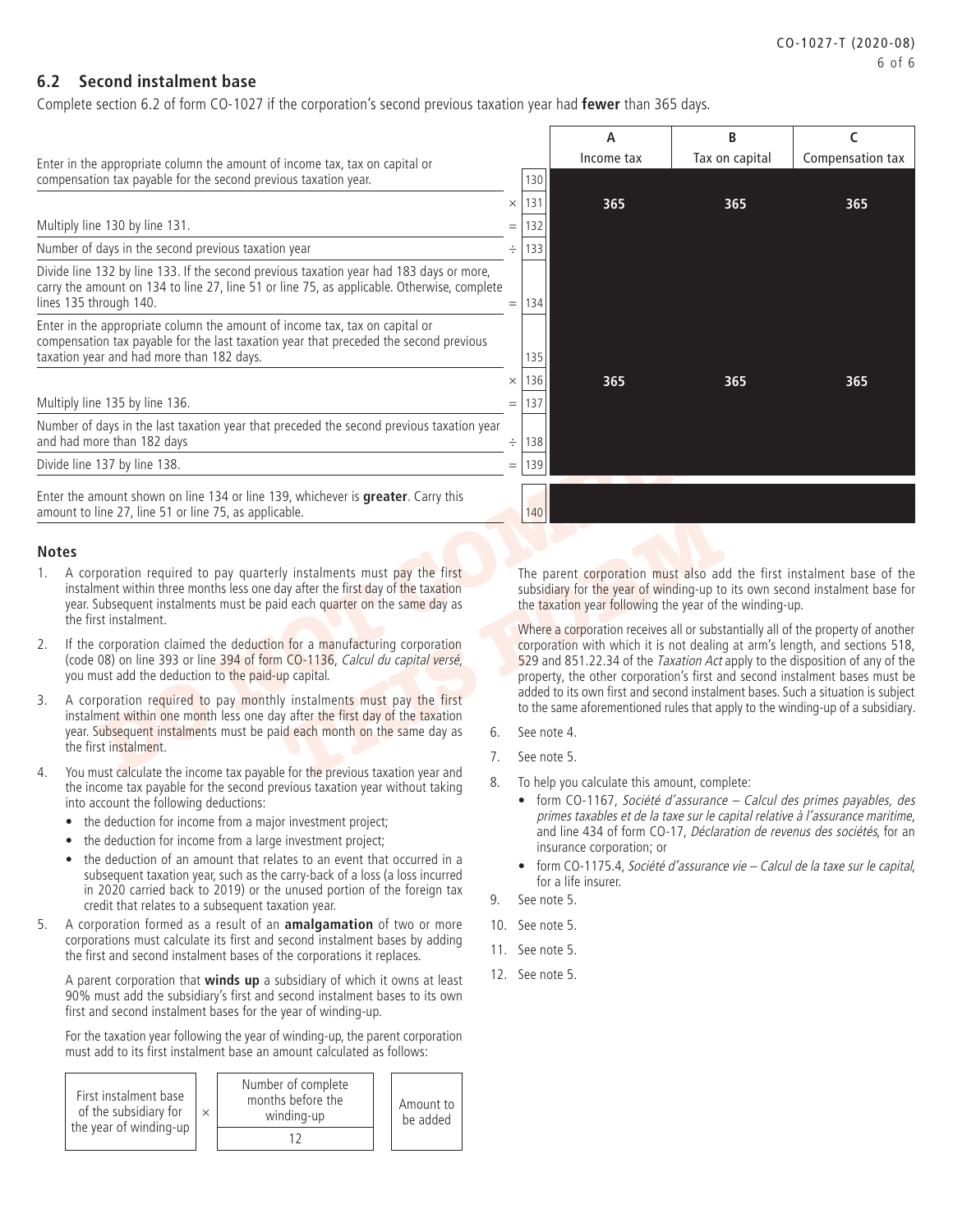## 6.2 Second instalment base

Complete section 6.2 of form CO-1027 if the corporation's second previous taxation year had **fewer** than 365 days.

| | | | A<br>Income tax | B<br>Tax on capital | C<br>Compensation tax |
|---|---|---|---|---|---|
| Enter in the appropriate column the amount of income tax, tax on capital or compensation tax payable for the second previous taxation year. | | 130 | | | |
| | × | 131 | 365 | 365 | 365 |
| Multiply line 130 by line 131. | = | 132 | | | |
| Number of days in the second previous taxation year | ÷ | 133 | | | |
| Divide line 132 by line 133. If the second previous taxation year had 183 days or more, carry the amount on 134 to line 27, line 51 or line 75, as applicable. Otherwise, complete lines 135 through 140. | = | 134 | | | |
| Enter in the appropriate column the amount of income tax, tax on capital or compensation tax payable for the last taxation year that preceded the second previous taxation year and had more than 182 days. | | 135 | | | |
| | × | 136 | 365 | 365 | 365 |
| Multiply line 135 by line 136. | = | 137 | | | |
| Number of days in the last taxation year that preceded the second previous taxation year and had more than 182 days | ÷ | 138 | | | |
| Divide line 137 by line 138. | = | 139 | | | |
| Enter the amount shown on line 134 or line 139, whichever is **greater**. Carry this amount to line 27, line 51 or line 75, as applicable. | | 140 | | | |

### Notes

1. A corporation required to pay quarterly instalments must pay the first instalment within three months less one day after the first day of the taxation year. Subsequent instalments must be paid each quarter on the same day as the first instalment.
2. If the corporation claimed the deduction for a manufacturing corporation (code 08) on line 393 or line 394 of form CO-1136, *Calcul du capital versé*, you must add the deduction to the paid-up capital.
3. A corporation required to pay monthly instalments must pay the first instalment within one month less one day after the first day of the taxation year. Subsequent instalments must be paid each month on the same day as the first instalment.
4. You must calculate the income tax payable for the previous taxation year and the income tax payable for the second previous taxation year without taking into account the following deductions:
   - the deduction for income from a major investment project;
   - the deduction for income from a large investment project;
   - the deduction of an amount that relates to an event that occurred in a subsequent taxation year, such as the carry-back of a loss (a loss incurred in 2020 carried back to 2019) or the unused portion of the foreign tax credit that relates to a subsequent taxation year.
5. A corporation formed as a result of an **amalgamation** of two or more corporations must calculate its first and second instalment bases by adding the first and second instalment bases of the corporations it replaces.

   A parent corporation that **winds up** a subsidiary of which it owns at least 90% must add the subsidiary's first and second instalment bases to its own first and second instalment bases for the year of winding-up.

   For the taxation year following the year of winding-up, the parent corporation must add to its first instalment base an amount calculated as follows:

   First instalment base of the subsidiary for the year of winding-up × (Number of complete months before the winding-up / 12) = Amount to be added

   The parent corporation must also add the first instalment base of the subsidiary for the year of winding-up to its own second instalment base for the taxation year following the year of the winding-up.

   Where a corporation receives all or substantially all of the property of another corporation with which it is not dealing at arm's length, and sections 518, 529 and 851.22.34 of the *Taxation Act* apply to the disposition of any of the property, the other corporation's first and second instalment bases must be added to its own first and second instalment bases. Such a situation is subject to the same aforementioned rules that apply to the winding-up of a subsidiary.
6. See note 4.
7. See note 5.
8. To help you calculate this amount, complete:
   - form CO-1167, *Société d'assurance – Calcul des primes payables, des primes taxables et de la taxe sur le capital relative à l'assurance maritime*, and line 434 of form CO-17, *Déclaration de revenus des sociétés*, for an insurance corporation; or
   - form CO-1175.4, *Société d'assurance vie – Calcul de la taxe sur le capital*, for a life insurer.
9. See note 5.
10. See note 5.
11. See note 5.
12. See note 5.